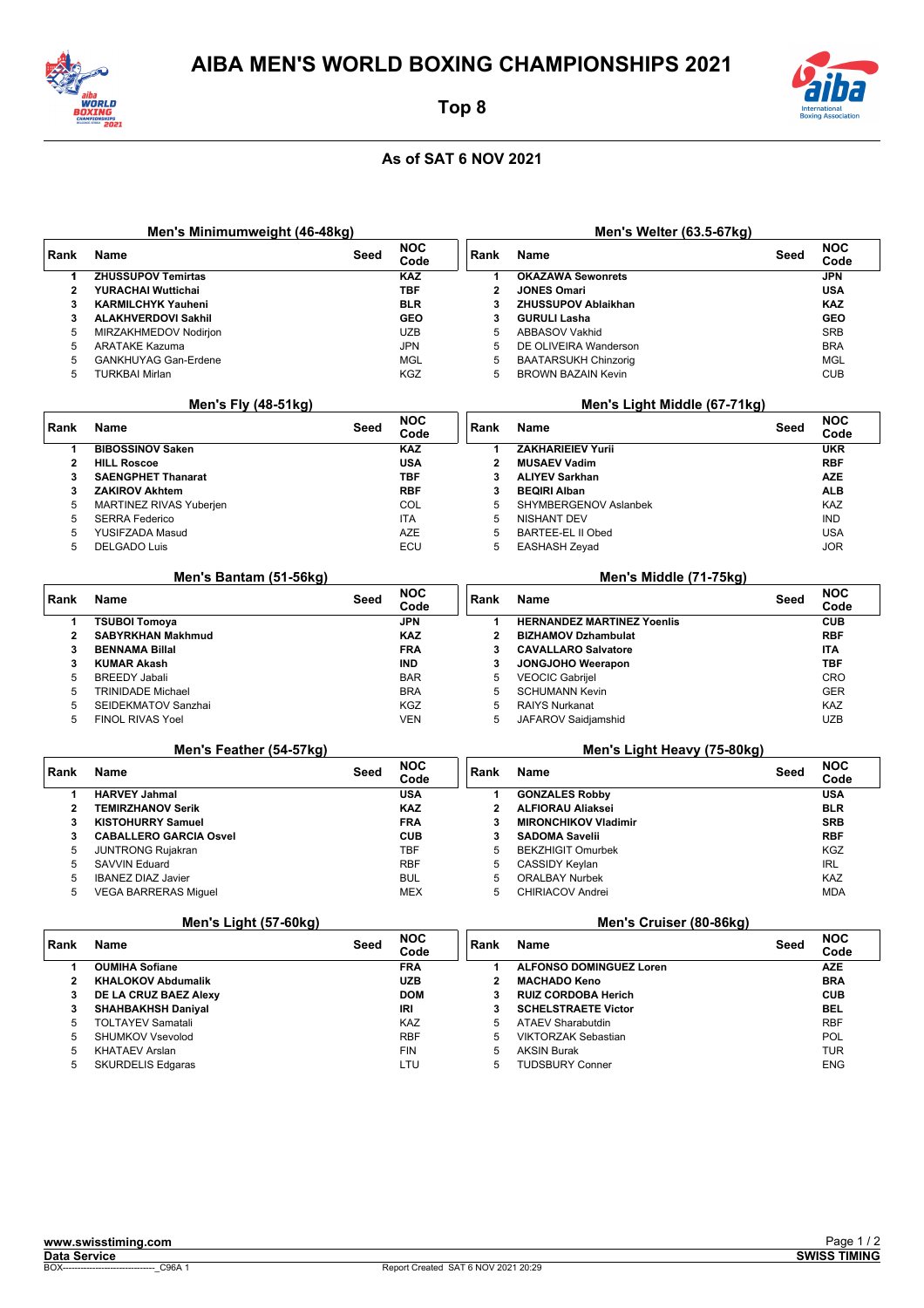# AIBA MEN'S WORLD BOXING CHAMPIONSHIPS 2021

## Top 8

### As of SAT 6 NOV 2021

### Men's Minimumweight (46-48kg)

| Rank | Name | Seed | NOC Code |
|---|---|---|---|
| 1 | **ZHUSSUPOV Temirtas** | | **KAZ** |
| 2 | **YURACHAI Wuttichai** | | **TBF** |
| 3 | **KARMILCHYK Yauheni** | | **BLR** |
| 3 | **ALAKHVERDOVI Sakhil** | | **GEO** |
| 5 | MIRZAKHMEDOV Nodirjon | | UZB |
| 5 | ARATAKE Kazuma | | JPN |
| 5 | GANKHUYAG Gan-Erdene | | MGL |
| 5 | TURKBAI Mirlan | | KGZ |

### Men's Fly (48-51kg)

| Rank | Name | Seed | NOC Code |
|---|---|---|---|
| 1 | **BIBOSSINOV Saken** | | **KAZ** |
| 2 | **HILL Roscoe** | | **USA** |
| 3 | **SAENGPHET Thanarat** | | **TBF** |
| 3 | **ZAKIROV Akhtem** | | **RBF** |
| 5 | MARTINEZ RIVAS Yuberjen | | COL |
| 5 | SERRA Federico | | ITA |
| 5 | YUSIFZADA Masud | | AZE |
| 5 | DELGADO Luis | | ECU |

### Men's Bantam (51-56kg)

| Rank | Name | Seed | NOC Code |
|---|---|---|---|
| 1 | **TSUBOI Tomoya** | | **JPN** |
| 2 | **SABYRKHAN Makhmud** | | **KAZ** |
| 3 | **BENNAMA Billal** | | **FRA** |
| 3 | **KUMAR Akash** | | **IND** |
| 5 | BREEDY Jabali | | BAR |
| 5 | TRINIDADE Michael | | BRA |
| 5 | SEIDEKMATOV Sanzhai | | KGZ |
| 5 | FINOL RIVAS Yoel | | VEN |

### Men's Feather (54-57kg)

| Rank | Name | Seed | NOC Code |
|---|---|---|---|
| 1 | **HARVEY Jahmal** | | **USA** |
| 2 | **TEMIRZHANOV Serik** | | **KAZ** |
| 3 | **KISTOHURRY Samuel** | | **FRA** |
| 3 | **CABALLERO GARCIA Osvel** | | **CUB** |
| 5 | JUNTRONG Rujakran | | TBF |
| 5 | SAVVIN Eduard | | RBF |
| 5 | IBANEZ DIAZ Javier | | BUL |
| 5 | VEGA BARRERAS Miguel | | MEX |

### Men's Light (57-60kg)

| Rank | Name | Seed | NOC Code |
|---|---|---|---|
| 1 | **OUMIHA Sofiane** | | **FRA** |
| 2 | **KHALOKOV Abdumalik** | | **UZB** |
| 3 | **DE LA CRUZ BAEZ Alexy** | | **DOM** |
| 3 | **SHAHBAKHSH Daniyal** | | **IRI** |
| 5 | TOLTAYEV Samatali | | KAZ |
| 5 | SHUMKOV Vsevolod | | RBF |
| 5 | KHATAEV Arslan | | FIN |
| 5 | SKURDELIS Edgaras | | LTU |

### Men's Welter (63.5-67kg)

| Rank | Name | Seed | NOC Code |
|---|---|---|---|
| 1 | **OKAZAWA Sewonrets** | | **JPN** |
| 2 | **JONES Omari** | | **USA** |
| 3 | **ZHUSSUPOV Ablaikhan** | | **KAZ** |
| 3 | **GURULI Lasha** | | **GEO** |
| 5 | ABBASOV Vakhid | | SRB |
| 5 | DE OLIVEIRA Wanderson | | BRA |
| 5 | BAATARSUKH Chinzorig | | MGL |
| 5 | BROWN BAZAIN Kevin | | CUB |

### Men's Light Middle (67-71kg)

| Rank | Name | Seed | NOC Code |
|---|---|---|---|
| 1 | **ZAKHARIEIEV Yurii** | | **UKR** |
| 2 | **MUSAEV Vadim** | | **RBF** |
| 3 | **ALIYEV Sarkhan** | | **AZE** |
| 3 | **BEQIRI Alban** | | **ALB** |
| 5 | SHYMBERGENOV Aslanbek | | KAZ |
| 5 | NISHANT DEV | | IND |
| 5 | BARTEE-EL II Obed | | USA |
| 5 | EASHASH Zeyad | | JOR |

### Men's Middle (71-75kg)

| Rank | Name | Seed | NOC Code |
|---|---|---|---|
| 1 | **HERNANDEZ MARTINEZ Yoenlis** | | **CUB** |
| 2 | **BIZHAMOV Dzhambulat** | | **RBF** |
| 3 | **CAVALLARO Salvatore** | | **ITA** |
| 3 | **JONGJOHO Weerapon** | | **TBF** |
| 5 | VEOCIC Gabrijel | | CRO |
| 5 | SCHUMANN Kevin | | GER |
| 5 | RAIYS Nurkanat | | KAZ |
| 5 | JAFAROV Saidjamshid | | UZB |

### Men's Light Heavy (75-80kg)

| Rank | Name | Seed | NOC Code |
|---|---|---|---|
| 1 | **GONZALES Robby** | | **USA** |
| 2 | **ALFIORAU Aliaksei** | | **BLR** |
| 3 | **MIRONCHIKOV Vladimir** | | **SRB** |
| 3 | **SADOMA Savelii** | | **RBF** |
| 5 | BEKZHIGIT Omurbek | | KGZ |
| 5 | CASSIDY Keylan | | IRL |
| 5 | ORALBAY Nurbek | | KAZ |
| 5 | CHIRIACOV Andrei | | MDA |

### Men's Cruiser (80-86kg)

| Rank | Name | Seed | NOC Code |
|---|---|---|---|
| 1 | **ALFONSO DOMINGUEZ Loren** | | **AZE** |
| 2 | **MACHADO Keno** | | **BRA** |
| 3 | **RUIZ CORDOBA Herich** | | **CUB** |
| 3 | **SCHELSTRAETE Victor** | | **BEL** |
| 5 | ATAEV Sharabutdin | | RBF |
| 5 | VIKTORZAK Sebastian | | POL |
| 5 | AKSIN Burak | | TUR |
| 5 | TUDSBURY Conner | | ENG |

www.swisstiming.com
Data Service
BOX------------------------------_C96A 1
Report Created SAT 6 NOV 2021 20:29
SWISS TIMING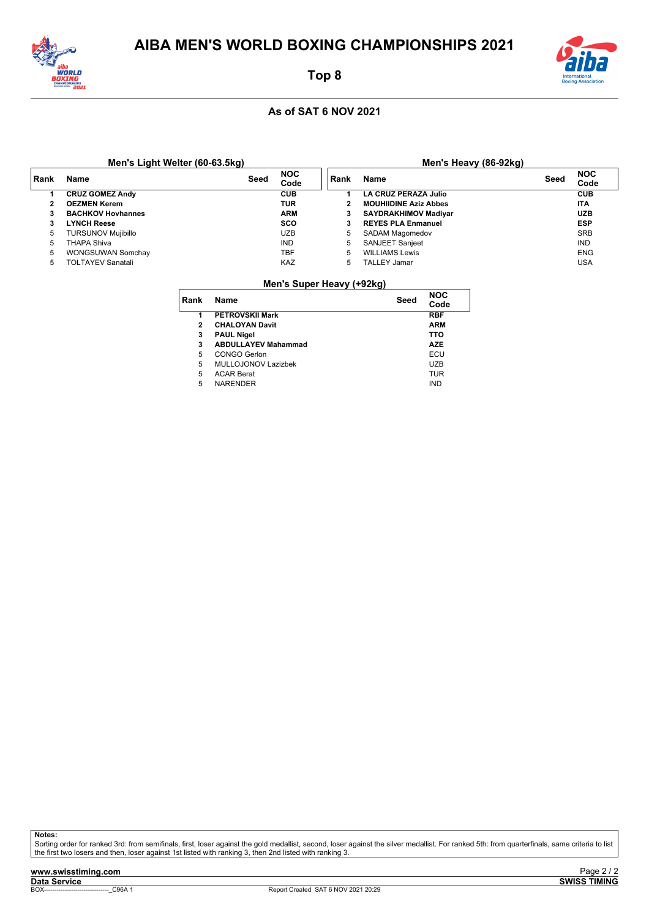# AIBA MEN'S WORLD BOXING CHAMPIONSHIPS 2021

## Top 8

### As of SAT 6 NOV 2021

### Men's Light Welter (60-63.5kg)

| Rank | Name | Seed | NOC Code |
|---|---|---|---|
| **1** | **CRUZ GOMEZ Andy** | | **CUB** |
| **2** | **OEZMEN Kerem** | | **TUR** |
| **3** | **BACHKOV Hovhannes** | | **ARM** |
| **3** | **LYNCH Reese** | | **SCO** |
| 5 | TURSUNOV Mujibillo | | UZB |
| 5 | THAPA Shiva | | IND |
| 5 | WONGSUWAN Somchay | | TBF |
| 5 | TOLTAYEV Sanatali | | KAZ |

### Men's Heavy (86-92kg)

| Rank | Name | Seed | NOC Code |
|---|---|---|---|
| **1** | **LA CRUZ PERAZA Julio** | | **CUB** |
| **2** | **MOUHIIDINE Aziz Abbes** | | **ITA** |
| **3** | **SAYDRAKHIMOV Madiyar** | | **UZB** |
| **3** | **REYES PLA Enmanuel** | | **ESP** |
| 5 | SADAM Magomedov | | SRB |
| 5 | SANJEET Sanjeet | | IND |
| 5 | WILLIAMS Lewis | | ENG |
| 5 | TALLEY Jamar | | USA |

### Men's Super Heavy (+92kg)

| Rank | Name | Seed | NOC Code |
|---|---|---|---|
| **1** | **PETROVSKII Mark** | | **RBF** |
| **2** | **CHALOYAN Davit** | | **ARM** |
| **3** | **PAUL Nigel** | | **TTO** |
| **3** | **ABDULLAYEV Mahammad** | | **AZE** |
| 5 | CONGO Gerlon | | ECU |
| 5 | MULLOJONOV Lazizbek | | UZB |
| 5 | ACAR Berat | | TUR |
| 5 | NARENDER | | IND |

**Notes:**
Sorting order for ranked 3rd: from semifinals, first, loser against the gold medallist, second, loser against the silver medallist. For ranked 5th: from quarterfinals, same criteria to list the first two losers and then, loser against 1st listed with ranking 3, then 2nd listed with ranking 3.

www.swisstiming.com
Data Service
BOX-------------------------------_C96A 1
Report Created SAT 6 NOV 2021 20:29
SWISS TIMING